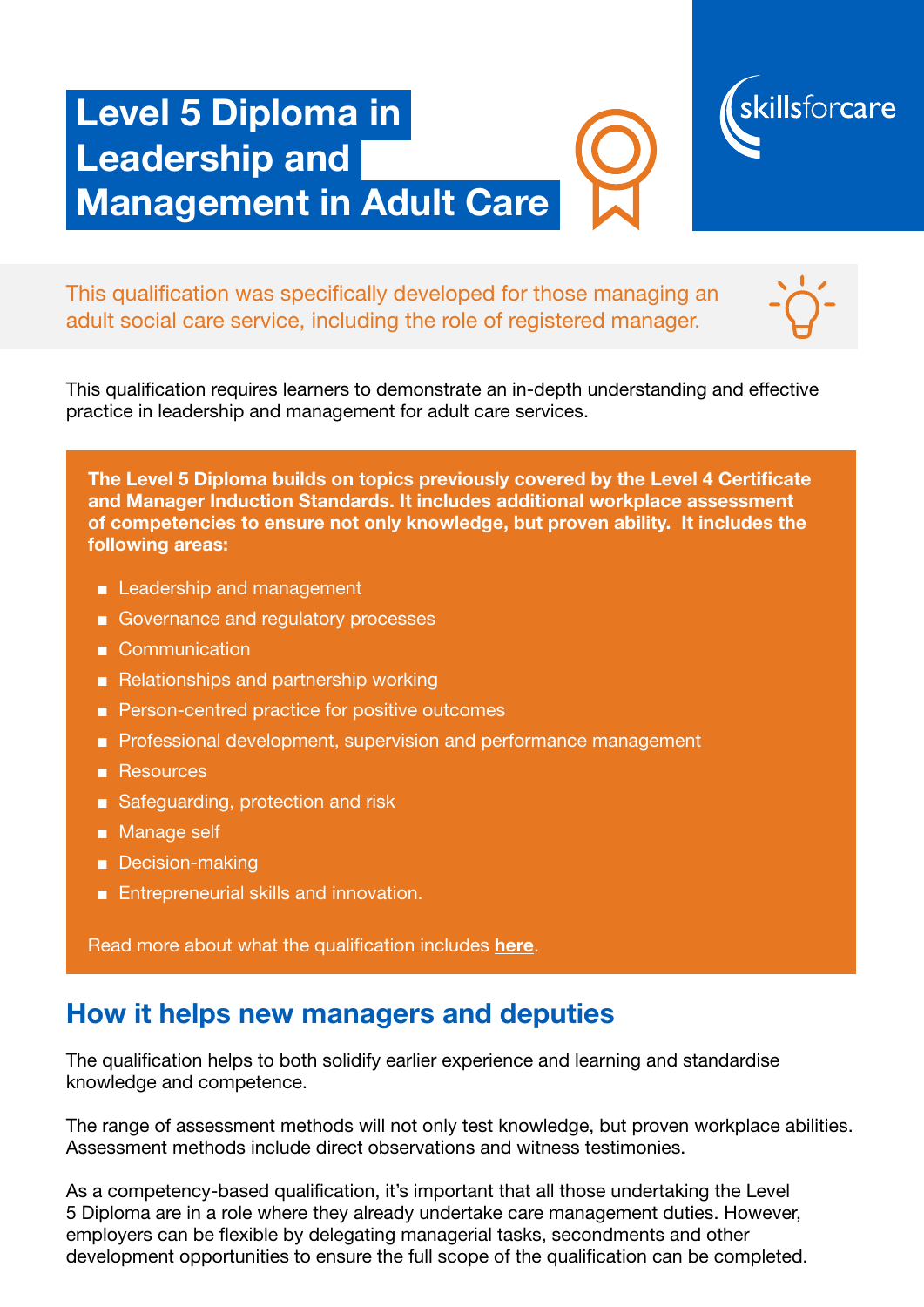# Level 5 Diploma in Leadership and Management in Adult Care

skillsforcare

This qualification was specifically developed for those managing an adult social care service, including the role of registered manager.

This qualification requires learners to demonstrate an in-depth understanding and effective practice in leadership and management for adult care services.

**The Level 5 Diploma builds on topics previously covered by the Level 4 Certificate and Manager Induction Standards. It includes additional workplace assessment of competencies to ensure not only knowledge, but proven ability. It includes the following areas:**

- Leadership and management
- Governance and regulatory processes
- Communication
- Relationships and partnership working
- Person-centred practice for positive outcomes
- Professional development, supervision and performance management
- Resources
- Safeguarding, protection and risk
- Manage self
- Decision-making
- Entrepreneurial skills and innovation.

Read more about what the qualification includes **here**.

## How it helps new managers and deputies

The qualification helps to both solidify earlier experience and learning and standardise knowledge and competence.

The range of assessment methods will not only test knowledge, but proven workplace abilities. Assessment methods include direct observations and witness testimonies.

As a competency-based qualification, it's important that all those undertaking the Level 5 Diploma are in a role where they already undertake care management duties. However, employers can be flexible by delegating managerial tasks, secondments and other development opportunities to ensure the full scope of the qualification can be completed.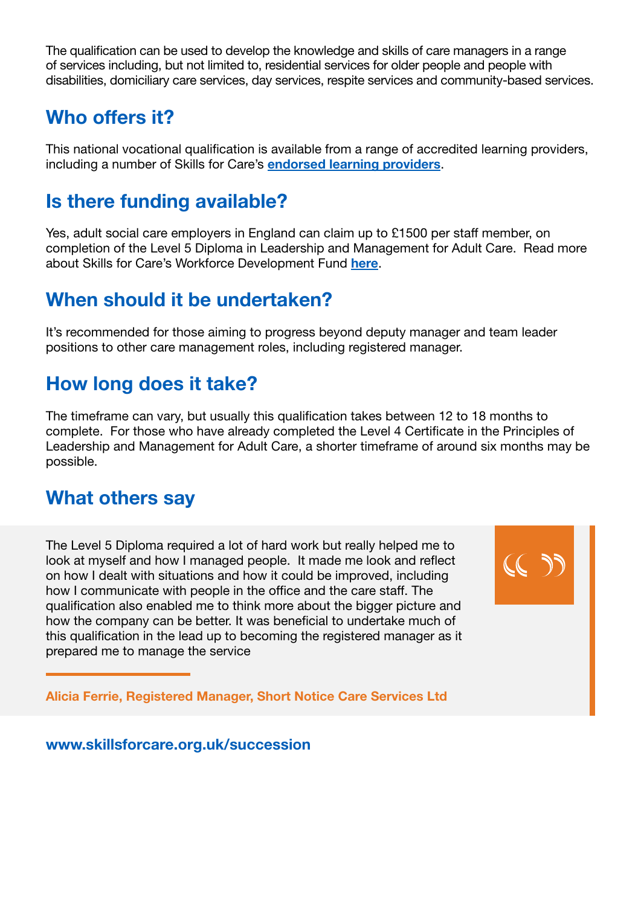The qualification can be used to develop the knowledge and skills of care managers in a range of services including, but not limited to, residential services for older people and people with disabilities, domiciliary care services, day services, respite services and community-based services.

## Who offers it?

This national vocational qualification is available from a range of accredited learning providers, including a number of Skills for Care's **endorsed learning providers**.

## Is there funding available?

Yes, adult social care employers in England can claim up to £1500 per staff member, on completion of the Level 5 Diploma in Leadership and Management for Adult Care. Read more about Skills for Care's Workforce Development Fund **here**.

## When should it be undertaken?

It's recommended for those aiming to progress beyond deputy manager and team leader positions to other care management roles, including registered manager.

## How long does it take?

The timeframe can vary, but usually this qualification takes between 12 to 18 months to complete. For those who have already completed the Level 4 Certificate in the Principles of Leadership and Management for Adult Care, a shorter timeframe of around six months may be possible.

## What others say

> The Level 5 Diploma required a lot of hard work but really helped me to look at myself and how I managed people. It made me look and reflect on how I dealt with situations and how it could be improved, including how I communicate with people in the office and the care staff. The qualification also enabled me to think more about the bigger picture and how the company can be better. It was beneficial to undertake much of this qualification in the lead up to becoming the registered manager as it prepared me to manage the service

**Alicia Ferrie, Registered Manager, Short Notice Care Services Ltd**

**www.skillsforcare.org.uk/succession**